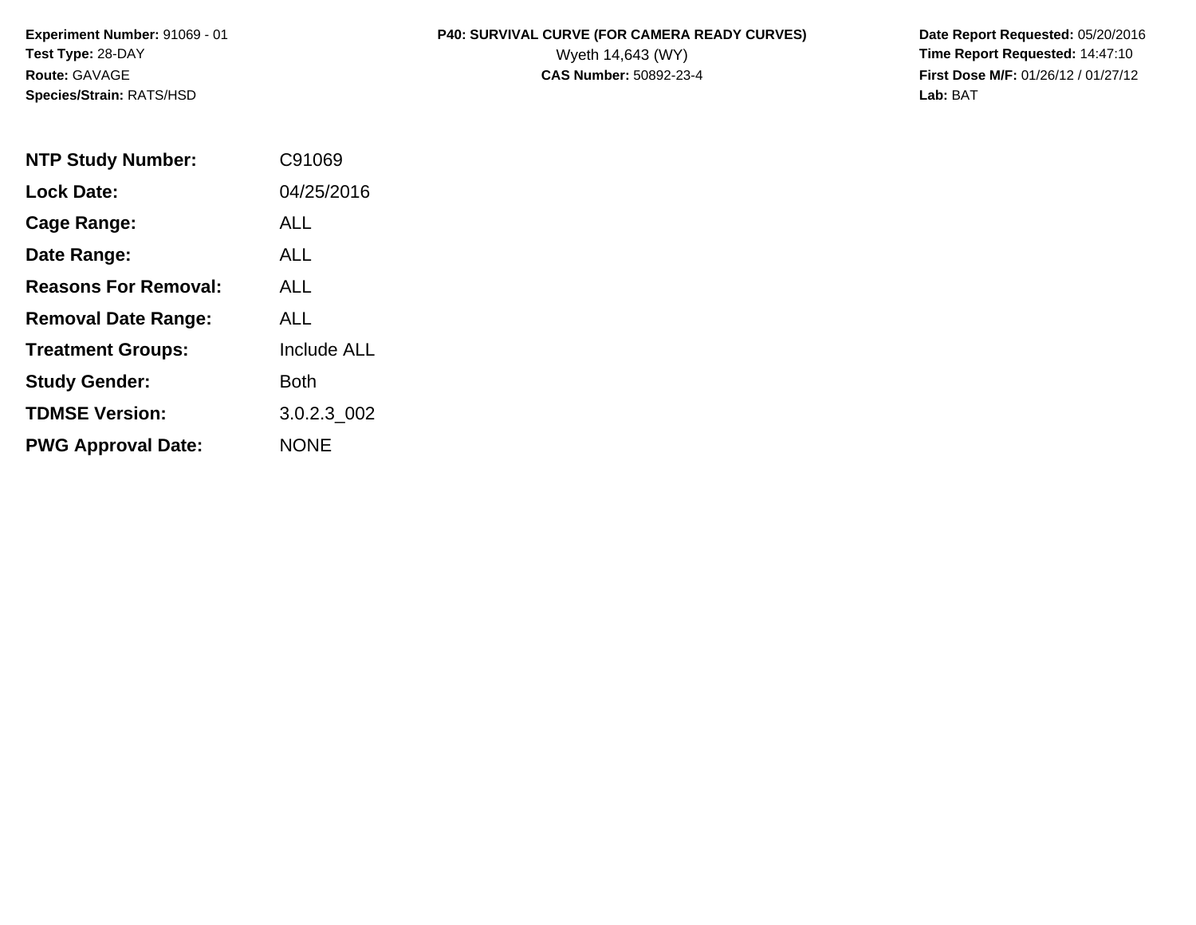**Experiment Number:** 91069 - 01
**Test Type:** 28-DAY
**Route:** GAVAGE
**Species/Strain:** RATS/HSD

**P40: SURVIVAL CURVE (FOR CAMERA READY CURVES)**
Wyeth 14,643 (WY)
**CAS Number:** 50892-23-4

**Date Report Requested:** 05/20/2016
**Time Report Requested:** 14:47:10
**First Dose M/F:** 01/26/12 / 01/27/12
**Lab:** BAT

| | |
|---|---|
| **NTP Study Number:** | C91069 |
| **Lock Date:** | 04/25/2016 |
| **Cage Range:** | ALL |
| **Date Range:** | ALL |
| **Reasons For Removal:** | ALL |
| **Removal Date Range:** | ALL |
| **Treatment Groups:** | Include ALL |
| **Study Gender:** | Both |
| **TDMSE Version:** | 3.0.2.3_002 |
| **PWG Approval Date:** | NONE |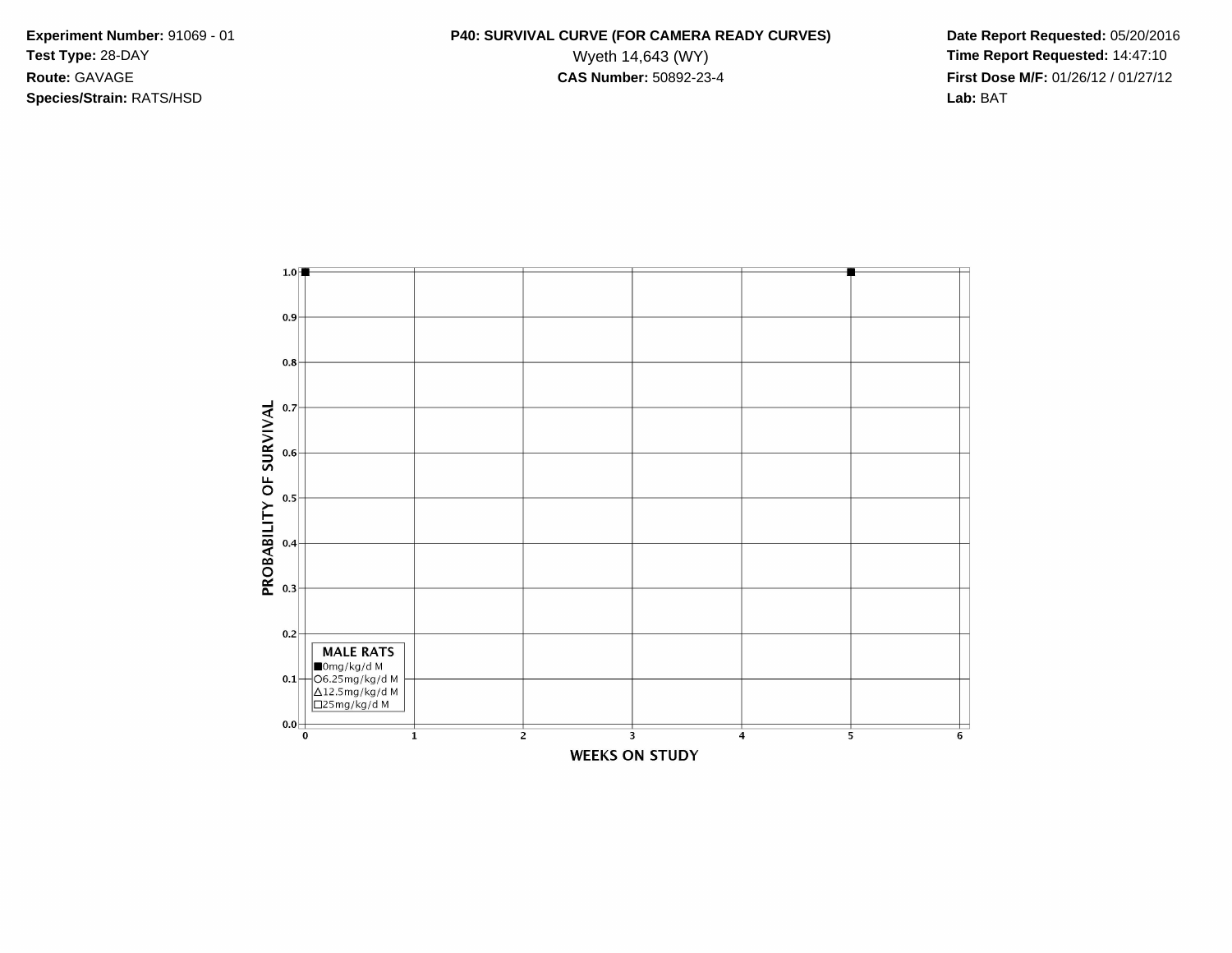**Experiment Number:** 91069 - 01
**Test Type:** 28-DAY
**Route:** GAVAGE
**Species/Strain:** RATS/HSD

**P40: SURVIVAL CURVE (FOR CAMERA READY CURVES)**
Wyeth 14,643 (WY)
**CAS Number:** 50892-23-4

**Date Report Requested:** 05/20/2016
**Time Report Requested:** 14:47:10
**First Dose M/F:** 01/26/12 / 01/27/12
**Lab:** BAT

PROBABILITY OF SURVIVAL

1.0
0.9
0.8
0.7
0.6
0.5
0.4
0.3
0.2
0.1
0.0

MALE RATS
■0mg/kg/d M
○6.25mg/kg/d M
△12.5mg/kg/d M
□25mg/kg/d M

0 1 2 3 4 5 6

WEEKS ON STUDY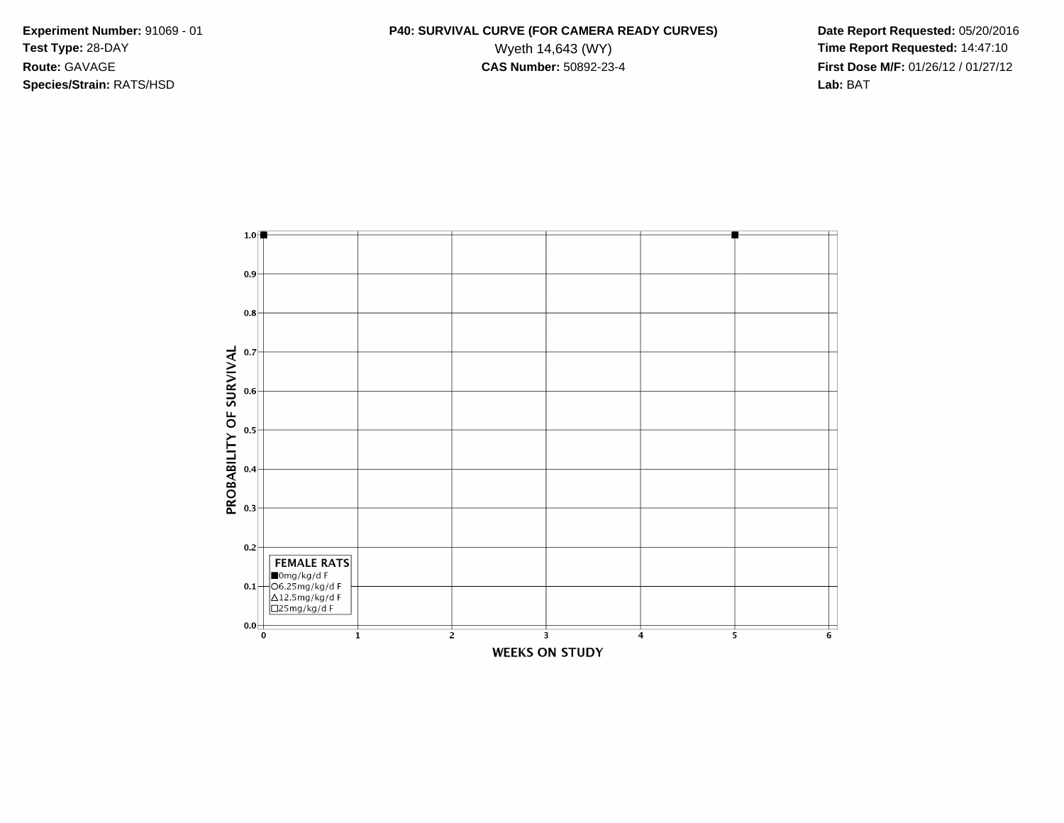**Experiment Number:** 91069 - 01
**Test Type:** 28-DAY
**Route:** GAVAGE
**Species/Strain:** RATS/HSD

**P40: SURVIVAL CURVE (FOR CAMERA READY CURVES)**
Wyeth 14,643 (WY)
**CAS Number:** 50892-23-4

**Date Report Requested:** 05/20/2016
**Time Report Requested:** 14:47:10
**First Dose M/F:** 01/26/12 / 01/27/12
**Lab:** BAT

PROBABILITY OF SURVIVAL

1.0
0.9
0.8
0.7
0.6
0.5
0.4
0.3
0.2
0.1
0.0

0 1 2 3 4 5 6

WEEKS ON STUDY

FEMALE RATS
■0mg/kg/d F
○6.25mg/kg/d F
△12.5mg/kg/d F
□25mg/kg/d F